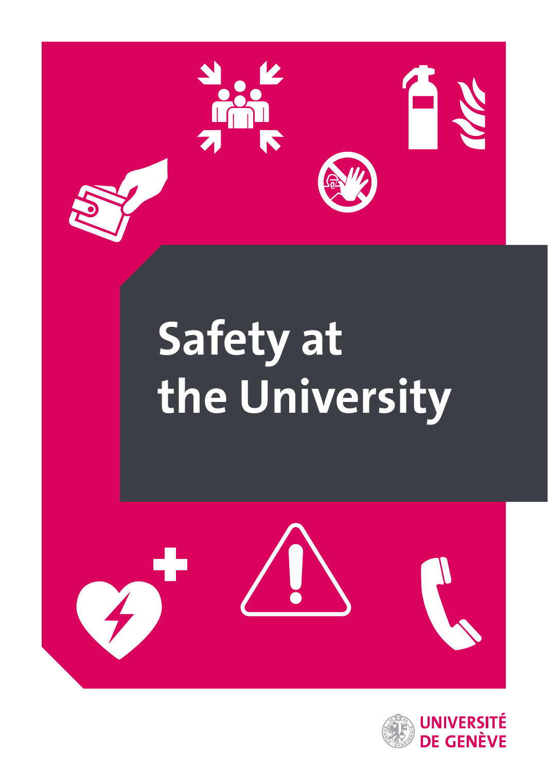# Safety at the University

UNIVERSITÉ DE GENÈVE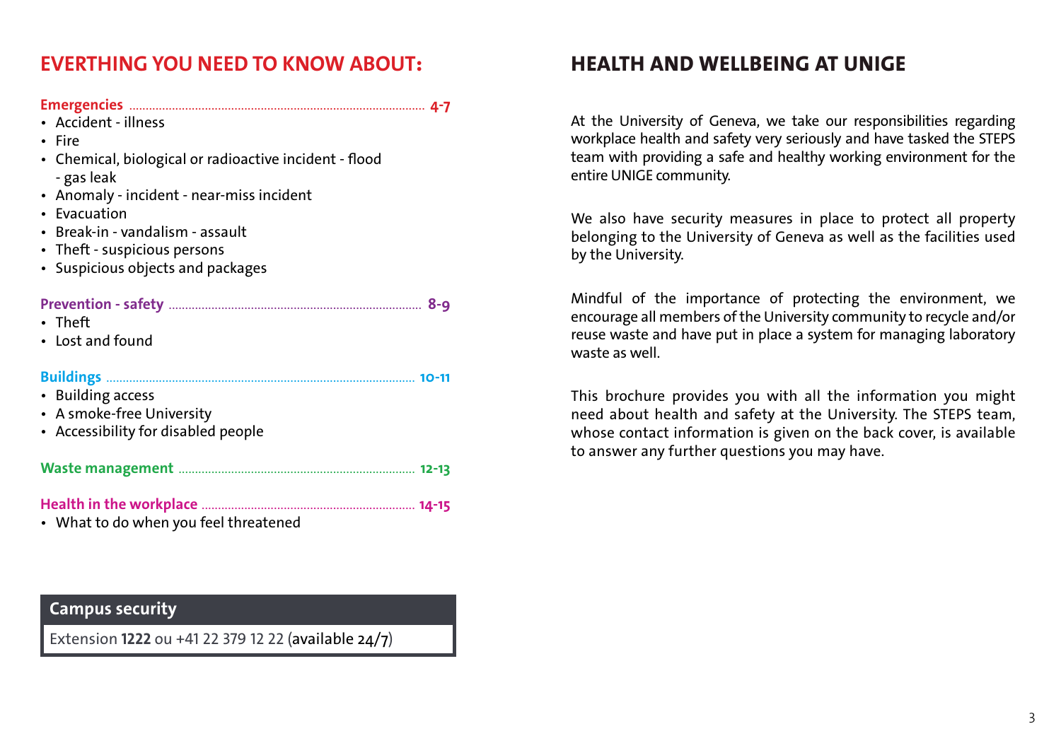## EVERTHING YOU NEED TO KNOW ABOUT:

**Emergencies** ........................................ **4-7**

- Accident - illness
- Fire
- Chemical, biological or radioactive incident - flood - gas leak
- Anomaly - incident - near-miss incident
- Evacuation
- Break-in - vandalism - assault
- Theft - suspicious persons
- Suspicious objects and packages

**Prevention - safety** ........................................ **8-9**

- Theft
- Lost and found

**Buildings** ........................................ **10-11**

- Building access
- A smoke-free University
- Accessibility for disabled people

**Waste management** ........................................ **12-13**

**Health in the workplace** ........................................ **14-15**

- What to do when you feel threatened

**Campus security**

Extension **1222** ou +41 22 379 12 22 (available 24/7)

## HEALTH AND WELLBEING AT UNIGE

At the University of Geneva, we take our responsibilities regarding workplace health and safety very seriously and have tasked the STEPS team with providing a safe and healthy working environment for the entire UNIGE community.

We also have security measures in place to protect all property belonging to the University of Geneva as well as the facilities used by the University.

Mindful of the importance of protecting the environment, we encourage all members of the University community to recycle and/or reuse waste and have put in place a system for managing laboratory waste as well.

This brochure provides you with all the information you might need about health and safety at the University. The STEPS team, whose contact information is given on the back cover, is available to answer any further questions you may have.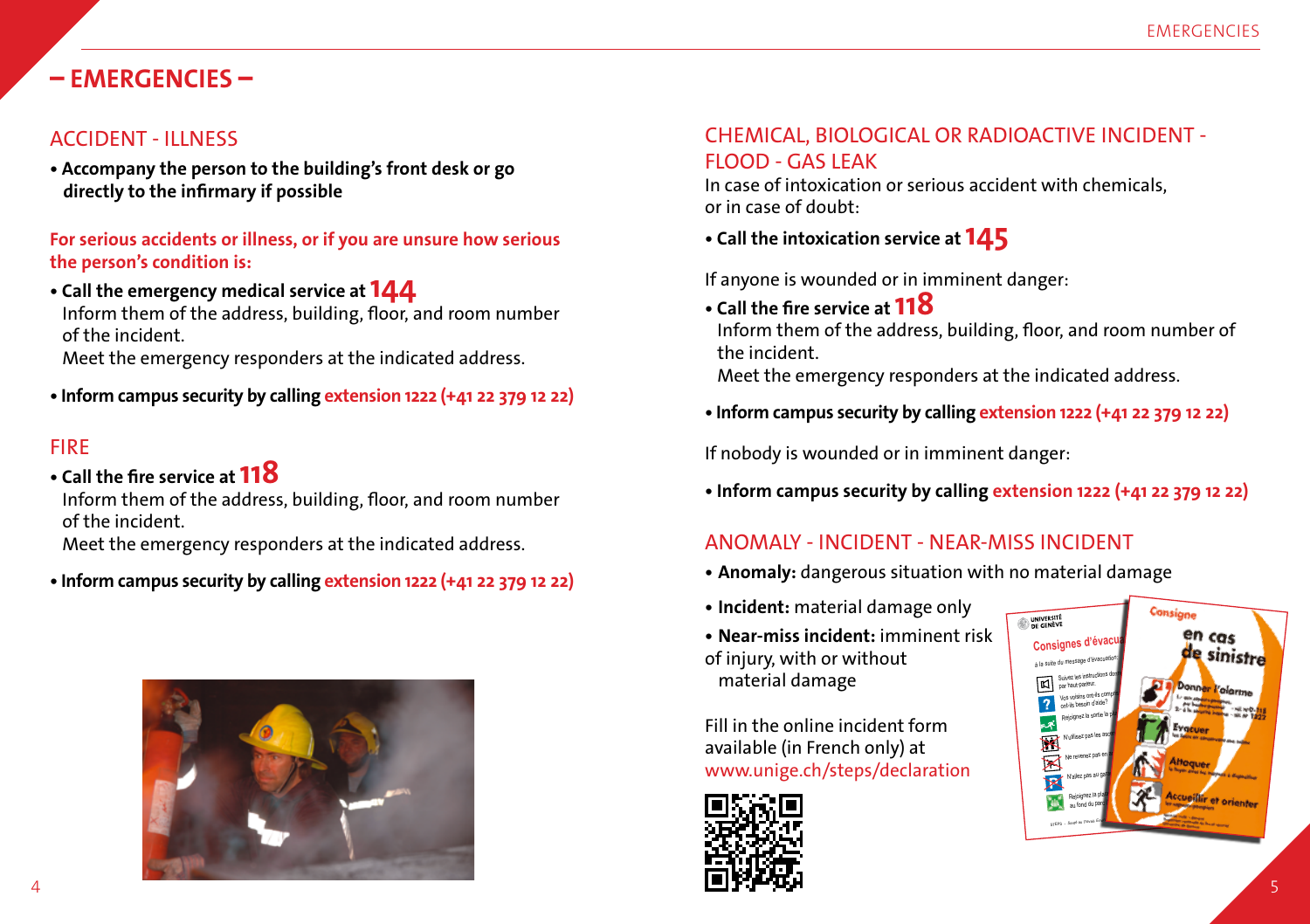# – EMERGENCIES –

## ACCIDENT - ILLNESS

- **Accompany the person to the building's front desk or go directly to the infirmary if possible**

**For serious accidents or illness, or if you are unsure how serious the person's condition is:**

- **Call the emergency medical service at 144**
  Inform them of the address, building, floor, and room number of the incident.
  Meet the emergency responders at the indicated address.
- **Inform campus security by calling extension 1222 (+41 22 379 12 22)**

## FIRE

- **Call the fire service at 118**
  Inform them of the address, building, floor, and room number of the incident.
  Meet the emergency responders at the indicated address.
- **Inform campus security by calling extension 1222 (+41 22 379 12 22)**

## CHEMICAL, BIOLOGICAL OR RADIOACTIVE INCIDENT - FLOOD - GAS LEAK

In case of intoxication or serious accident with chemicals, or in case of doubt:

- **Call the intoxication service at 145**

If anyone is wounded or in imminent danger:

- **Call the fire service at 118**
  Inform them of the address, building, floor, and room number of the incident.
  Meet the emergency responders at the indicated address.
- **Inform campus security by calling extension 1222 (+41 22 379 12 22)**

If nobody is wounded or in imminent danger:

- **Inform campus security by calling extension 1222 (+41 22 379 12 22)**

## ANOMALY - INCIDENT - NEAR-MISS INCIDENT

- **Anomaly:** dangerous situation with no material damage
- **Incident:** material damage only
- **Near-miss incident:** imminent risk of injury, with or without material damage

Fill in the online incident form available (in French only) at www.unige.ch/steps/declaration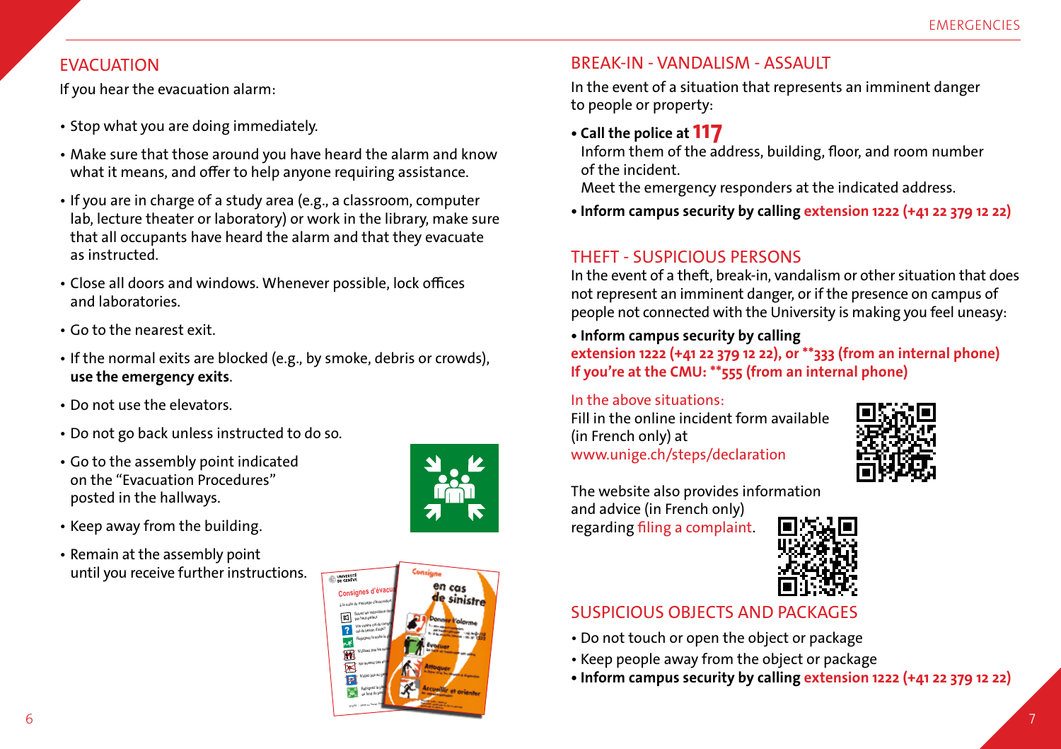## EVACUATION

If you hear the evacuation alarm:

- Stop what you are doing immediately.
- Make sure that those around you have heard the alarm and know what it means, and offer to help anyone requiring assistance.
- If you are in charge of a study area (e.g., a classroom, computer lab, lecture theater or laboratory) or work in the library, make sure that all occupants have heard the alarm and that they evacuate as instructed.
- Close all doors and windows. Whenever possible, lock offices and laboratories.
- Go to the nearest exit.
- If the normal exits are blocked (e.g., by smoke, debris or crowds), **use the emergency exits**.
- Do not use the elevators.
- Do not go back unless instructed to do so.
- Go to the assembly point indicated on the "Evacuation Procedures" posted in the hallways.
- Keep away from the building.
- Remain at the assembly point until you receive further instructions.

## BREAK-IN - VANDALISM - ASSAULT

In the event of a situation that represents an imminent danger to people or property:

- **Call the police at 117**
  Inform them of the address, building, floor, and room number of the incident.
  Meet the emergency responders at the indicated address.
- **Inform campus security by calling extension 1222 (+41 22 379 12 22)**

## THEFT - SUSPICIOUS PERSONS

In the event of a theft, break-in, vandalism or other situation that does not represent an imminent danger, or if the presence on campus of people not connected with the University is making you feel uneasy:

- **Inform campus security by calling**
  **extension 1222 (+41 22 379 12 22), or **333 (from an internal phone)**
  **If you're at the CMU: **555 (from an internal phone)**

In the above situations:
Fill in the online incident form available (in French only) at www.unige.ch/steps/declaration

The website also provides information and advice (in French only) regarding filing a complaint.

## SUSPICIOUS OBJECTS AND PACKAGES

- Do not touch or open the object or package
- Keep people away from the object or package
- **Inform campus security by calling extension 1222 (+41 22 379 12 22)**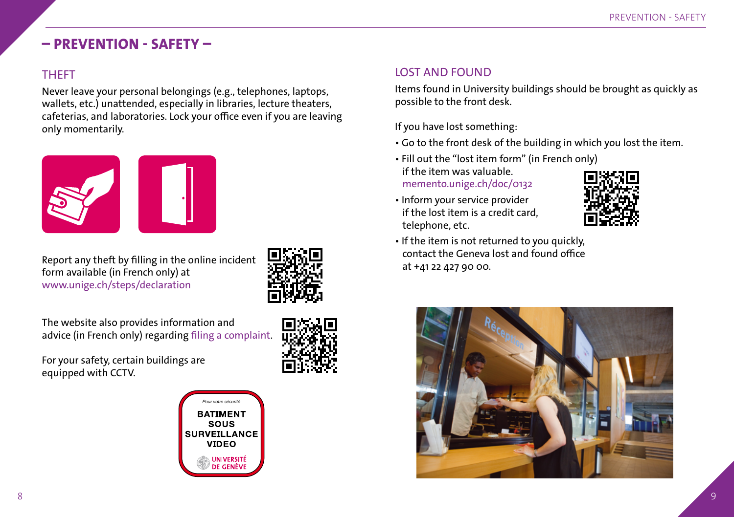# – PREVENTION - SAFETY –

## THEFT

Never leave your personal belongings (e.g., telephones, laptops, wallets, etc.) unattended, especially in libraries, lecture theaters, cafeterias, and laboratories. Lock your office even if you are leaving only momentarily.

Report any theft by filling in the online incident form available (in French only) at www.unige.ch/steps/declaration

The website also provides information and advice (in French only) regarding filing a complaint.

For your safety, certain buildings are equipped with CCTV.

*Pour votre sécurité*

**BATIMENT SOUS SURVEILLANCE VIDEO**

UNIVERSITÉ DE GENÈVE

## LOST AND FOUND

Items found in University buildings should be brought as quickly as possible to the front desk.

If you have lost something:

- Go to the front desk of the building in which you lost the item.
- Fill out the “lost item form” (in French only) if the item was valuable. memento.unige.ch/doc/0132
- Inform your service provider if the lost item is a credit card, telephone, etc.
- If the item is not returned to you quickly, contact the Geneva lost and found office at +41 22 427 90 00.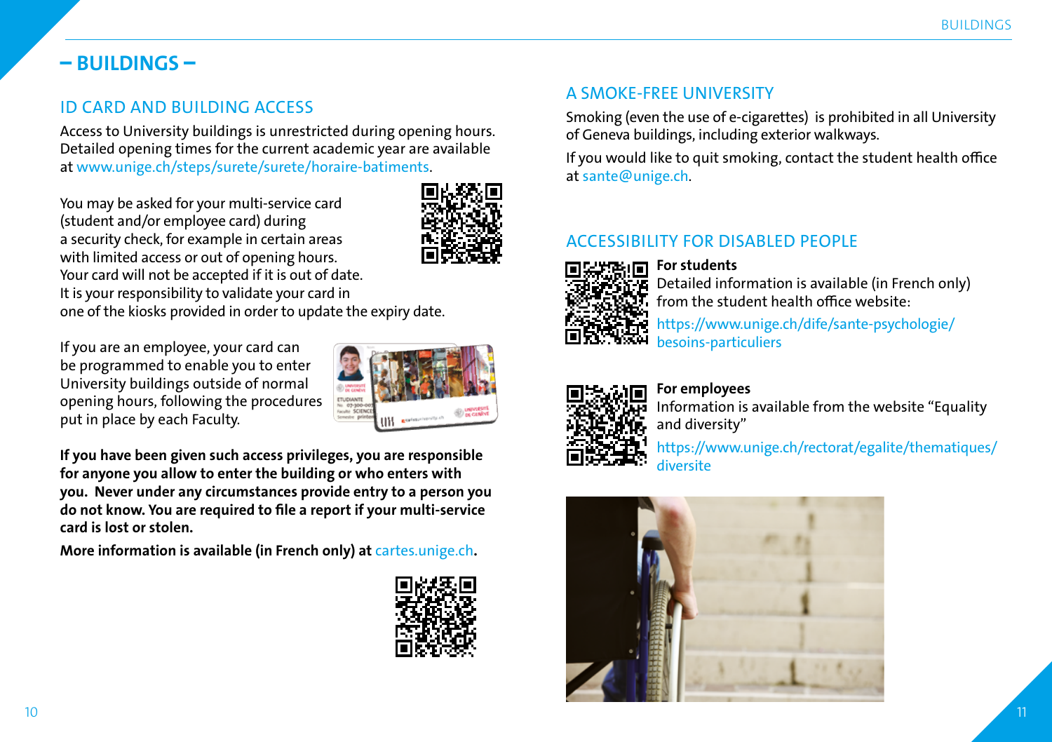# – BUILDINGS –

## ID CARD AND BUILDING ACCESS

Access to University buildings is unrestricted during opening hours. Detailed opening times for the current academic year are available at www.unige.ch/steps/surete/surete/horaire-batiments.

You may be asked for your multi-service card (student and/or employee card) during a security check, for example in certain areas with limited access or out of opening hours. Your card will not be accepted if it is out of date. It is your responsibility to validate your card in one of the kiosks provided in order to update the expiry date.

If you are an employee, your card can be programmed to enable you to enter University buildings outside of normal opening hours, following the procedures put in place by each Faculty.

**If you have been given such access privileges, you are responsible for anyone you allow to enter the building or who enters with you. Never under any circumstances provide entry to a person you do not know. You are required to file a report if your multi-service card is lost or stolen.**

**More information is available (in French only) at cartes.unige.ch.**

## A SMOKE-FREE UNIVERSITY

Smoking (even the use of e-cigarettes) is prohibited in all University of Geneva buildings, including exterior walkways.

If you would like to quit smoking, contact the student health office at sante@unige.ch.

## ACCESSIBILITY FOR DISABLED PEOPLE

**For students**
Detailed information is available (in French only) from the student health office website:
https://www.unige.ch/dife/sante-psychologie/besoins-particuliers

**For employees**
Information is available from the website "Equality and diversity"
https://www.unige.ch/rectorat/egalite/thematiques/diversite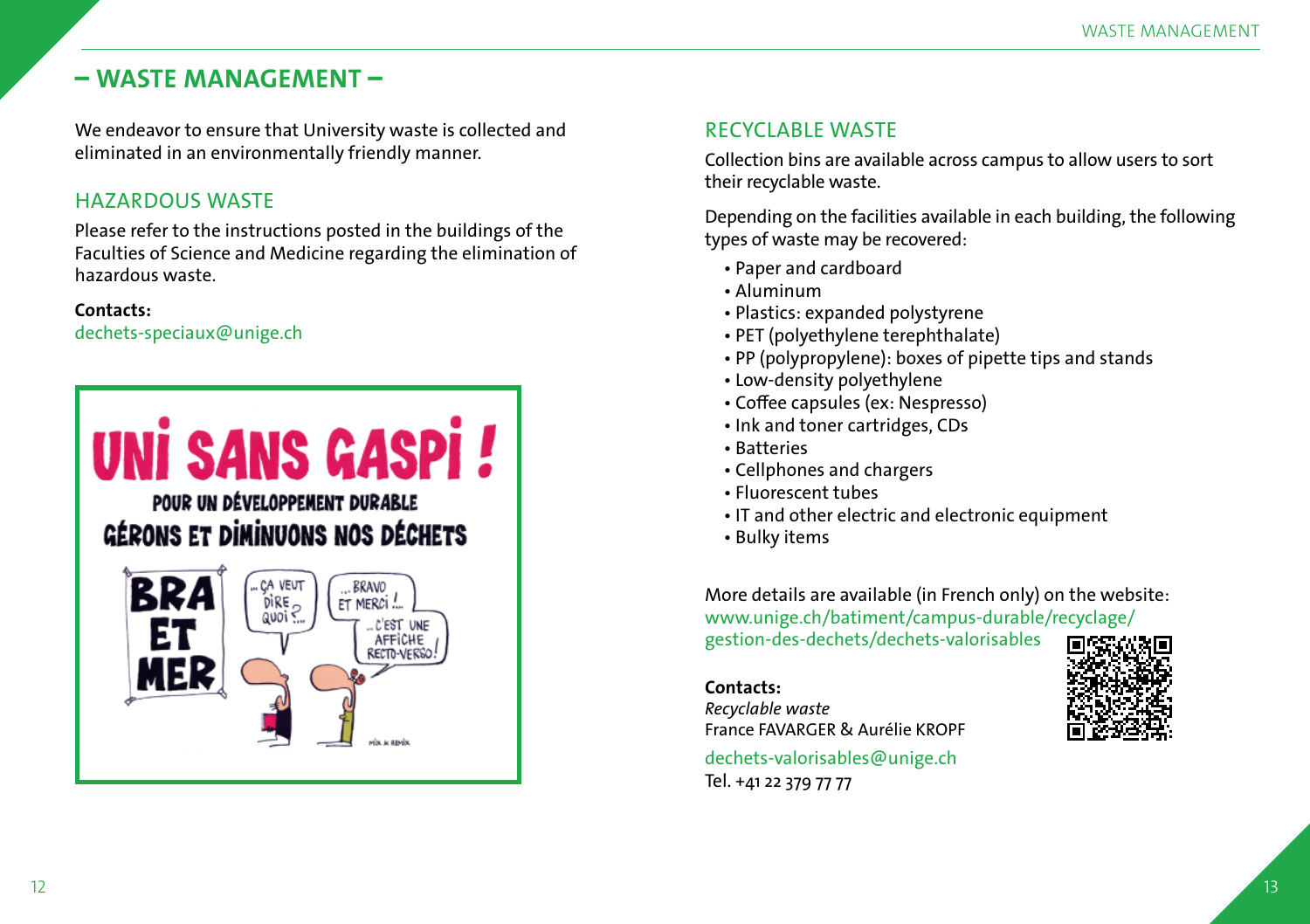# – WASTE MANAGEMENT –

We endeavor to ensure that University waste is collected and eliminated in an environmentally friendly manner.

## HAZARDOUS WASTE

Please refer to the instructions posted in the buildings of the Faculties of Science and Medicine regarding the elimination of hazardous waste.

**Contacts:**
dechets-speciaux@unige.ch

## RECYCLABLE WASTE

Collection bins are available across campus to allow users to sort their recyclable waste.

Depending on the facilities available in each building, the following types of waste may be recovered:

- Paper and cardboard
- Aluminum
- Plastics: expanded polystyrene
- PET (polyethylene terephthalate)
- PP (polypropylene): boxes of pipette tips and stands
- Low-density polyethylene
- Coffee capsules (ex: Nespresso)
- Ink and toner cartridges, CDs
- Batteries
- Cellphones and chargers
- Fluorescent tubes
- IT and other electric and electronic equipment
- Bulky items

More details are available (in French only) on the website:
www.unige.ch/batiment/campus-durable/recyclage/gestion-des-dechets/dechets-valorisables

**Contacts:**
*Recyclable waste*
France FAVARGER & Aurélie KROPF

dechets-valorisables@unige.ch
Tel. +41 22 379 77 77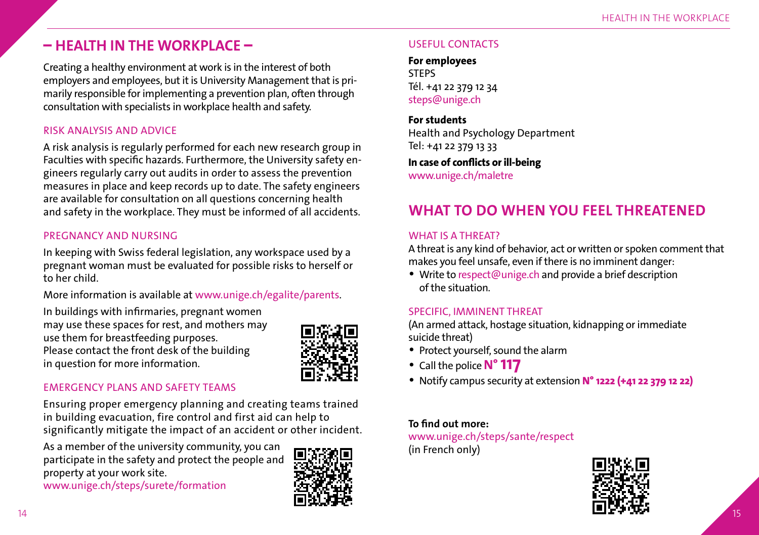# – HEALTH IN THE WORKPLACE –

Creating a healthy environment at work is in the interest of both employers and employees, but it is University Management that is primarily responsible for implementing a prevention plan, often through consultation with specialists in workplace health and safety.

## RISK ANALYSIS AND ADVICE

A risk analysis is regularly performed for each new research group in Faculties with specific hazards. Furthermore, the University safety engineers regularly carry out audits in order to assess the prevention measures in place and keep records up to date. The safety engineers are available for consultation on all questions concerning health and safety in the workplace. They must be informed of all accidents.

## PREGNANCY AND NURSING

In keeping with Swiss federal legislation, any workspace used by a pregnant woman must be evaluated for possible risks to herself or to her child.

More information is available at www.unige.ch/egalite/parents.

In buildings with infirmaries, pregnant women may use these spaces for rest, and mothers may use them for breastfeeding purposes. Please contact the front desk of the building in question for more information.

## EMERGENCY PLANS AND SAFETY TEAMS

Ensuring proper emergency planning and creating teams trained in building evacuation, fire control and first aid can help to significantly mitigate the impact of an accident or other incident.

As a member of the university community, you can participate in the safety and protect the people and property at your work site.
www.unige.ch/steps/surete/formation

## USEFUL CONTACTS

**For employees**
STEPS
Tél. +41 22 379 12 34
steps@unige.ch

**For students**
Health and Psychology Department
Tel: +41 22 379 13 33

**In case of conflicts or ill-being**
www.unige.ch/maletre

# WHAT TO DO WHEN YOU FEEL THREATENED

## WHAT IS A THREAT?

A threat is any kind of behavior, act or written or spoken comment that makes you feel unsafe, even if there is no imminent danger:

- Write to respect@unige.ch and provide a brief description of the situation.

## SPECIFIC, IMMINENT THREAT

(An armed attack, hostage situation, kidnapping or immediate suicide threat)

- Protect yourself, sound the alarm
- Call the police **N° 117**
- Notify campus security at extension **N° 1222 (+41 22 379 12 22)**

**To find out more:**
www.unige.ch/steps/sante/respect
(in French only)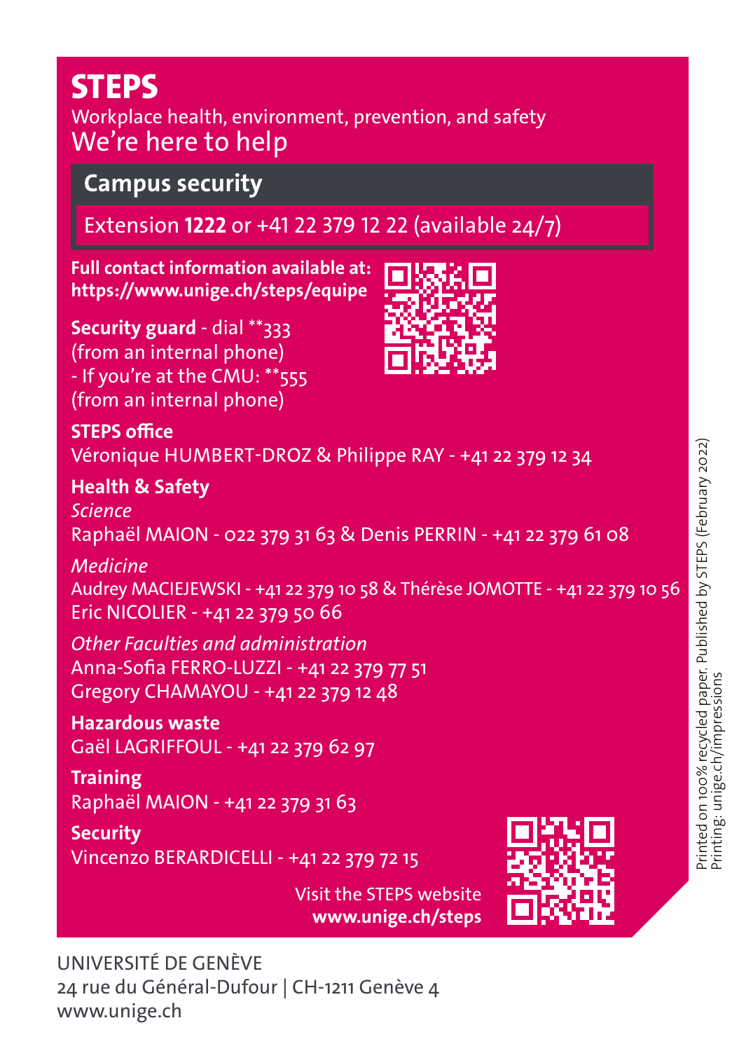# STEPS

Workplace health, environment, prevention, and safety

We're here to help

## Campus security

Extension **1222** or +41 22 379 12 22 (available 24/7)

**Full contact information available at:**
**https://www.unige.ch/steps/equipe**

**Security guard** - dial **333
(from an internal phone)
- If you're at the CMU: **555
(from an internal phone)

**STEPS office**
Véronique HUMBERT-DROZ & Philippe RAY - +41 22 379 12 34

**Health & Safety**

*Science*
Raphaël MAION - 022 379 31 63 & Denis PERRIN - +41 22 379 61 08

*Medicine*
Audrey MACIEJEWSKI - +41 22 379 10 58 & Thérèse JOMOTTE - +41 22 379 10 56
Eric NICOLIER - +41 22 379 50 66

*Other Faculties and administration*
Anna-Sofia FERRO-LUZZI - +41 22 379 77 51
Gregory CHAMAYOU - +41 22 379 12 48

**Hazardous waste**
Gaël LAGRIFFOUL - +41 22 379 62 97

**Training**
Raphaël MAION - +41 22 379 31 63

**Security**
Vincenzo BERARDICELLI - +41 22 379 72 15

Visit the STEPS website
**www.unige.ch/steps**

Printed on 100% recycled paper. Published by STEPS (February 2022)
Printing: unige.ch/impressions

UNIVERSITÉ DE GENÈVE
24 rue du Général-Dufour | CH-1211 Genève 4
www.unige.ch